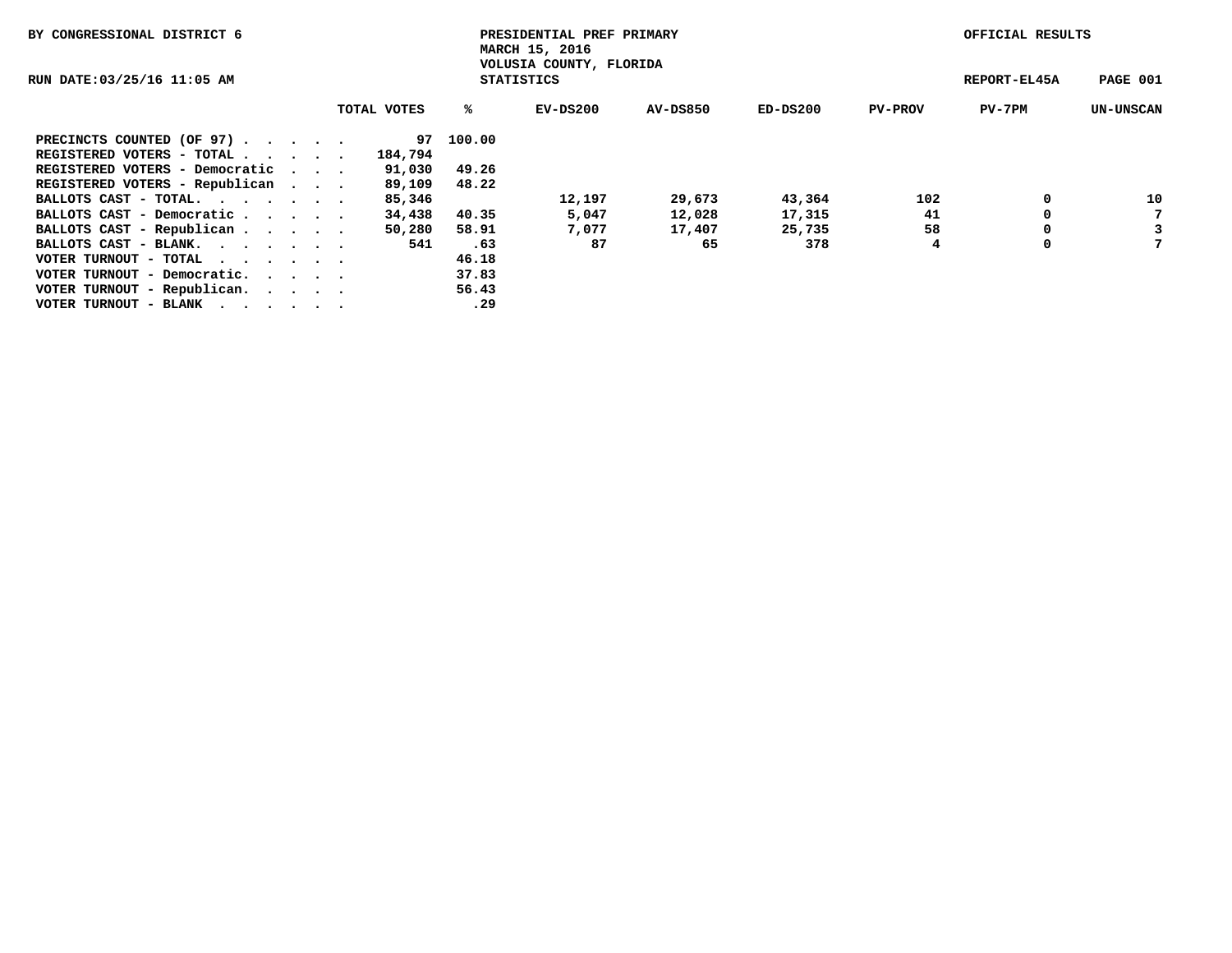BY CONGRESSIONAL DISTRICT 6

PRESIDENTIAL PREF PRIMARY
MARCH 15, 2016
VOLUSIA COUNTY, FLORIDA
STATISTICS

OFFICIAL RESULTS

RUN DATE:03/25/16 11:05 AM

REPORT-EL45A

| | TOTAL VOTES | % | EV-DS200 | AV-DS850 | ED-DS200 | PV-PROV | PV-7PM | UN-UNSCAN |
|---|---|---|---|---|---|---|---|---|
| PRECINCTS COUNTED (OF 97) . . . . . | 97 | 100.00 | | | | | | |
| REGISTERED VOTERS - TOTAL . . . . . | 184,794 | | | | | | | |
| REGISTERED VOTERS - Democratic . . . | 91,030 | 49.26 | | | | | | |
| REGISTERED VOTERS - Republican . . . | 89,109 | 48.22 | | | | | | |
| BALLOTS CAST - TOTAL. . . . . . . | 85,346 | | 12,197 | 29,673 | 43,364 | 102 | 0 | 10 |
| BALLOTS CAST - Democratic . . . . . | 34,438 | 40.35 | 5,047 | 12,028 | 17,315 | 41 | 0 | 7 |
| BALLOTS CAST - Republican . . . . . | 50,280 | 58.91 | 7,077 | 17,407 | 25,735 | 58 | 0 | 3 |
| BALLOTS CAST - BLANK. . . . . . . | 541 | .63 | 87 | 65 | 378 | 4 | 0 | 7 |
| VOTER TURNOUT - TOTAL . . . . . . | | 46.18 | | | | | | |
| VOTER TURNOUT - Democratic. . . . . | | 37.83 | | | | | | |
| VOTER TURNOUT - Republican. . . . . | | 56.43 | | | | | | |
| VOTER TURNOUT - BLANK . . . . . . | | .29 | | | | | | |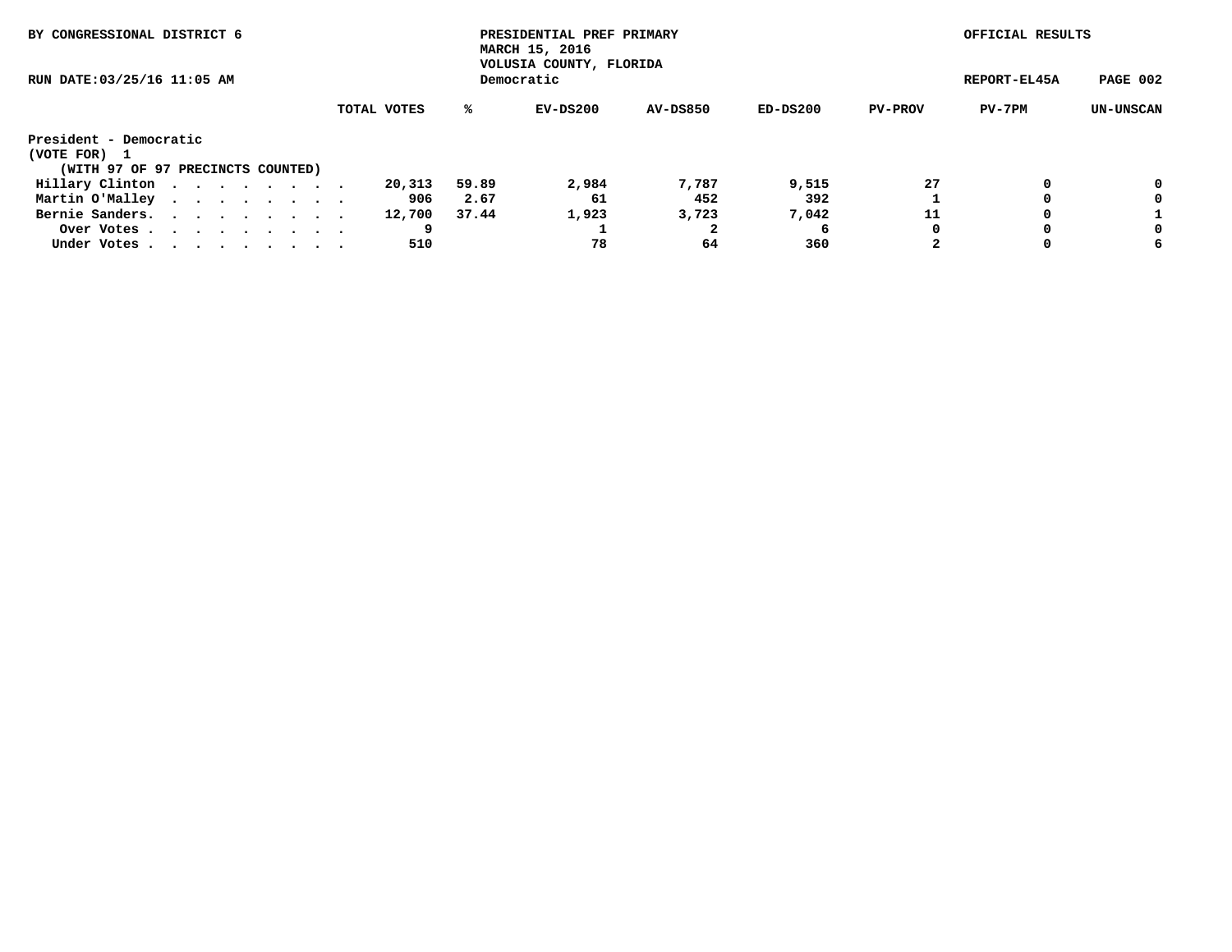BY CONGRESSIONAL DISTRICT 6

PRESIDENTIAL PREF PRIMARY
MARCH 15, 2016
VOLUSIA COUNTY, FLORIDA
Democratic

OFFICIAL RESULTS

RUN DATE:03/25/16 11:05 AM

REPORT-EL45A

President - Democratic
(VOTE FOR) 1
(WITH 97 OF 97 PRECINCTS COUNTED)

| | TOTAL VOTES | % | EV-DS200 | AV-DS850 | ED-DS200 | PV-PROV | PV-7PM | UN-UNSCAN |
|---|---|---|---|---|---|---|---|---|
| Hillary Clinton . . . . . . . . . | 20,313 | 59.89 | 2,984 | 7,787 | 9,515 | 27 | 0 | 0 |
| Martin O'Malley . . . . . . . . . | 906 | 2.67 | 61 | 452 | 392 | 1 | 0 | 0 |
| Bernie Sanders. . . . . . . . . . | 12,700 | 37.44 | 1,923 | 3,723 | 7,042 | 11 | 0 | 1 |
| Over Votes . . . . . . . . . . | 9 | | 1 | 2 | 6 | 0 | 0 | 0 |
| Under Votes . . . . . . . . . . | 510 | | 78 | 64 | 360 | 2 | 0 | 6 |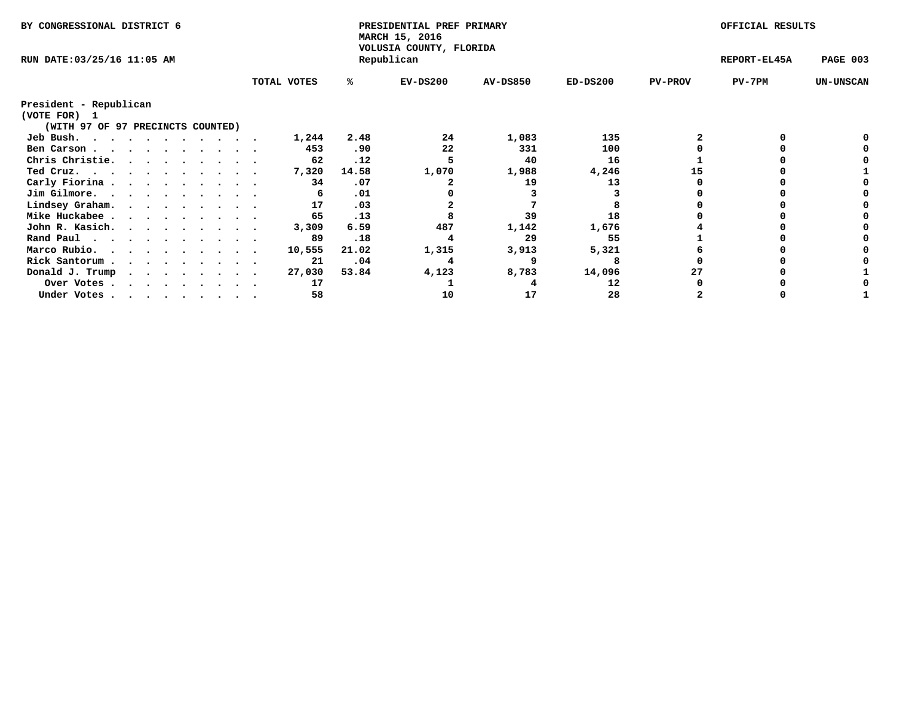BY CONGRESSIONAL DISTRICT 6

PRESIDENTIAL PREF PRIMARY
MARCH 15, 2016
VOLUSIA COUNTY, FLORIDA
Republican

OFFICIAL RESULTS

RUN DATE:03/25/16 11:05 AM

REPORT-EL45A

President - Republican
(VOTE FOR) 1
(WITH 97 OF 97 PRECINCTS COUNTED)

| | TOTAL VOTES | % | EV-DS200 | AV-DS850 | ED-DS200 | PV-PROV | PV-7PM | UN-UNSCAN |
|---|---|---|---|---|---|---|---|---|
| Jeb Bush | 1,244 | 2.48 | 24 | 1,083 | 135 | 2 | 0 | 0 |
| Ben Carson | 453 | .90 | 22 | 331 | 100 | 0 | 0 | 0 |
| Chris Christie | 62 | .12 | 5 | 40 | 16 | 1 | 0 | 0 |
| Ted Cruz | 7,320 | 14.58 | 1,070 | 1,988 | 4,246 | 15 | 0 | 1 |
| Carly Fiorina | 34 | .07 | 2 | 19 | 13 | 0 | 0 | 0 |
| Jim Gilmore | 6 | .01 | 0 | 3 | 3 | 0 | 0 | 0 |
| Lindsey Graham | 17 | .03 | 2 | 7 | 8 | 0 | 0 | 0 |
| Mike Huckabee | 65 | .13 | 8 | 39 | 18 | 0 | 0 | 0 |
| John R. Kasich | 3,309 | 6.59 | 487 | 1,142 | 1,676 | 4 | 0 | 0 |
| Rand Paul | 89 | .18 | 4 | 29 | 55 | 1 | 0 | 0 |
| Marco Rubio | 10,555 | 21.02 | 1,315 | 3,913 | 5,321 | 6 | 0 | 0 |
| Rick Santorum | 21 | .04 | 4 | 9 | 8 | 0 | 0 | 0 |
| Donald J. Trump | 27,030 | 53.84 | 4,123 | 8,783 | 14,096 | 27 | 0 | 1 |
| Over Votes | 17 | | 1 | 4 | 12 | 0 | 0 | 0 |
| Under Votes | 58 | | 10 | 17 | 28 | 2 | 0 | 1 |